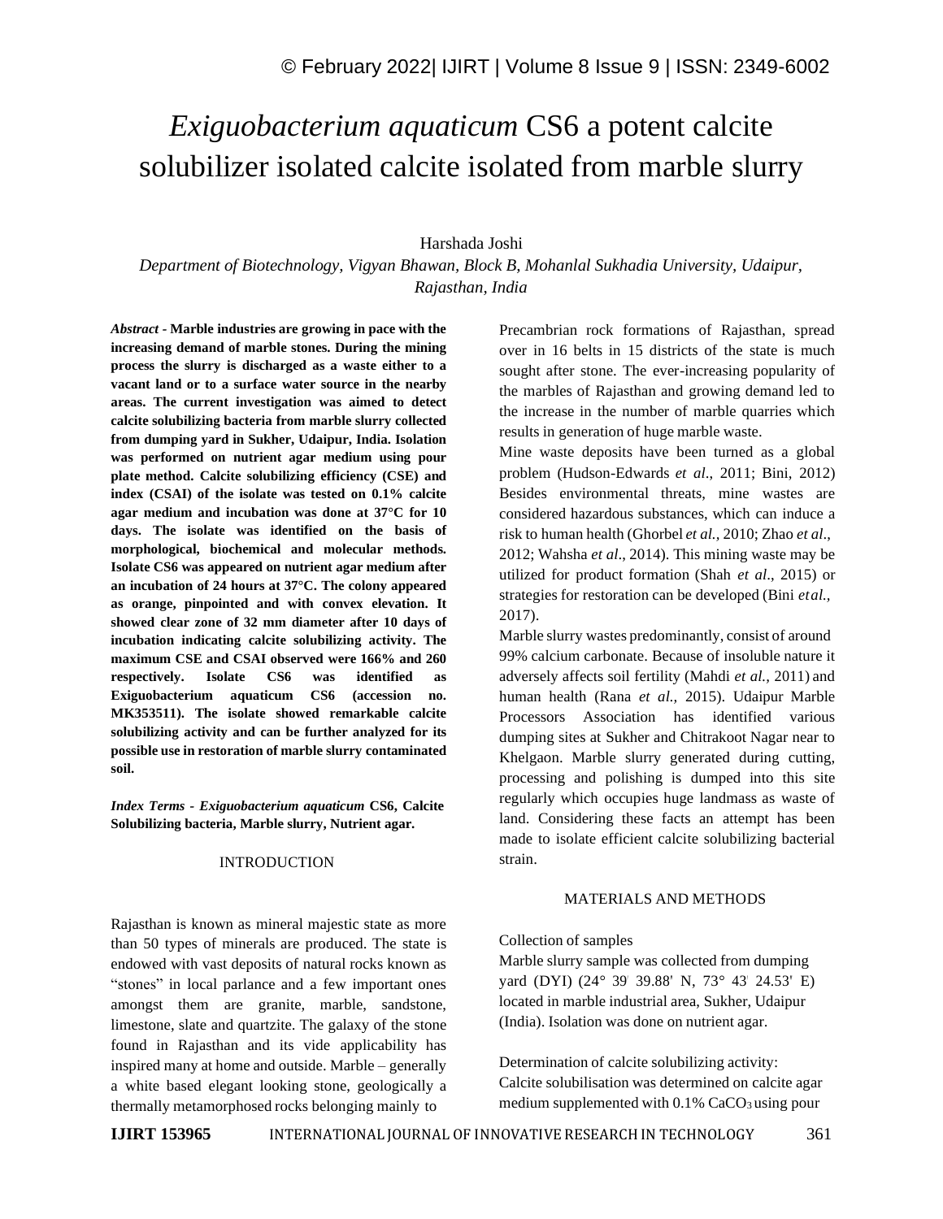# *Exiguobacterium aquaticum* CS6 a potent calcite solubilizer isolated calcite isolated from marble slurry

Harshada Joshi

*Department of Biotechnology, Vigyan Bhawan, Block B, Mohanlal Sukhadia University, Udaipur, Rajasthan, India*

***Abstract*** **- Marble industries are growing in pace with the increasing demand of marble stones. During the mining process the slurry is discharged as a waste either to a vacant land or to a surface water source in the nearby areas. The current investigation was aimed to detect calcite solubilizing bacteria from marble slurry collected from dumping yard in Sukher, Udaipur, India. Isolation was performed on nutrient agar medium using pour plate method. Calcite solubilizing efficiency (CSE) and index (CSAI) of the isolate was tested on 0.1% calcite agar medium and incubation was done at 37°C for 10 days. The isolate was identified on the basis of morphological, biochemical and molecular methods. Isolate CS6 was appeared on nutrient agar medium after an incubation of 24 hours at 37°C. The colony appeared as orange, pinpointed and with convex elevation. It showed clear zone of 32 mm diameter after 10 days of incubation indicating calcite solubilizing activity. The maximum CSE and CSAI observed were 166% and 260 respectively. Isolate CS6 was identified as Exiguobacterium aquaticum CS6 (accession no. MK353511). The isolate showed remarkable calcite solubilizing activity and can be further analyzed for its possible use in restoration of marble slurry contaminated soil.**

***Index Terms*** **-** ***Exiguobacterium aquaticum*** **CS6, Calcite Solubilizing bacteria, Marble slurry, Nutrient agar.**

## INTRODUCTION

Rajasthan is known as mineral majestic state as more than 50 types of minerals are produced. The state is endowed with vast deposits of natural rocks known as "stones" in local parlance and a few important ones amongst them are granite, marble, sandstone, limestone, slate and quartzite. The galaxy of the stone found in Rajasthan and its vide applicability has inspired many at home and outside. Marble – generally a white based elegant looking stone, geologically a thermally metamorphosed rocks belonging mainly to Precambrian rock formations of Rajasthan, spread over in 16 belts in 15 districts of the state is much sought after stone. The ever-increasing popularity of the marbles of Rajasthan and growing demand led to the increase in the number of marble quarries which results in generation of huge marble waste.

Mine waste deposits have been turned as a global problem (Hudson-Edwards *et al*., 2011; Bini, 2012) Besides environmental threats, mine wastes are considered hazardous substances, which can induce a risk to human health (Ghorbel *et al.,* 2010; Zhao *et al*., 2012; Wahsha *et al*., 2014). This mining waste may be utilized for product formation (Shah *et al*., 2015) or strategies for restoration can be developed (Bini *et al.,* 2017).

Marble slurry wastes predominantly, consist of around 99% calcium carbonate. Because of insoluble nature it adversely affects soil fertility (Mahdi *et al.,* 2011) and human health (Rana *et al.,* 2015). Udaipur Marble Processors Association has identified various dumping sites at Sukher and Chitrakoot Nagar near to Khelgaon. Marble slurry generated during cutting, processing and polishing is dumped into this site regularly which occupies huge landmass as waste of land. Considering these facts an attempt has been made to isolate efficient calcite solubilizing bacterial strain.

## MATERIALS AND METHODS

Collection of samples

Marble slurry sample was collected from dumping yard (DYI) (24° 39' 39.88' N, 73° 43' 24.53' E) located in marble industrial area, Sukher, Udaipur (India). Isolation was done on nutrient agar.

Determination of calcite solubilizing activity:

Calcite solubilisation was determined on calcite agar medium supplemented with 0.1% $CaCO_3$ using pour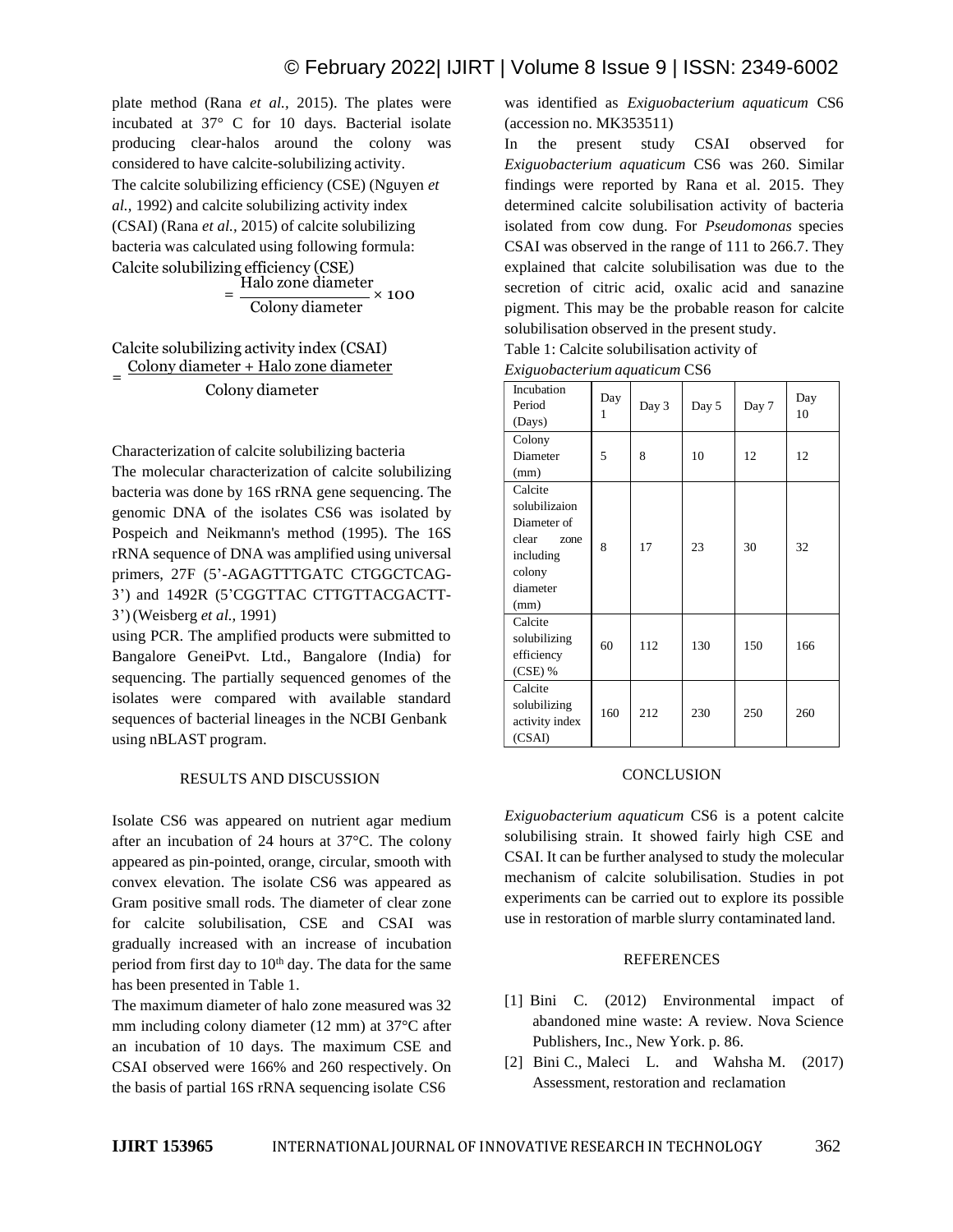plate method (Rana *et al.,* 2015). The plates were incubated at 37° C for 10 days. Bacterial isolate producing clear-halos around the colony was considered to have calcite-solubilizing activity.

The calcite solubilizing efficiency (CSE) (Nguyen *et al.,* 1992) and calcite solubilizing activity index (CSAI) (Rana *et al.,* 2015) of calcite solubilizing bacteria was calculated using following formula:

$$\text{Calcite solubilizing efficiency (CSE)} = \frac{\text{Halo zone diameter}}{\text{Colony diameter}} \times 100$$

$$\text{Calcite solubilizing activity index (CSAI)} = \frac{\text{Colony diameter + Halo zone diameter}}{\text{Colony diameter}}$$

Characterization of calcite solubilizing bacteria

The molecular characterization of calcite solubilizing bacteria was done by 16S rRNA gene sequencing. The genomic DNA of the isolates CS6 was isolated by Pospeich and Neikmann's method (1995). The 16S rRNA sequence of DNA was amplified using universal primers, 27F (5'-AGAGTTTGATC CTGGCTCAG-3') and 1492R (5'CGGTTAC CTTGTTACGACTT-3') (Weisberg *et al.,* 1991) using PCR. The amplified products were submitted to Bangalore GeneiPvt. Ltd., Bangalore (India) for sequencing. The partially sequenced genomes of the isolates were compared with available standard sequences of bacterial lineages in the NCBI Genbank using nBLAST program.

## RESULTS AND DISCUSSION

Isolate CS6 was appeared on nutrient agar medium after an incubation of 24 hours at 37°C. The colony appeared as pin-pointed, orange, circular, smooth with convex elevation. The isolate CS6 was appeared as Gram positive small rods. The diameter of clear zone for calcite solubilisation, CSE and CSAI was gradually increased with an increase of incubation period from first day to 10th day. The data for the same has been presented in Table 1.

The maximum diameter of halo zone measured was 32 mm including colony diameter (12 mm) at 37°C after an incubation of 10 days. The maximum CSE and CSAI observed were 166% and 260 respectively. On the basis of partial 16S rRNA sequencing isolate CS6 was identified as *Exiguobacterium aquaticum* CS6 (accession no. MK353511)

In the present study CSAI observed for *Exiguobacterium aquaticum* CS6 was 260. Similar findings were reported by Rana et al. 2015. They determined calcite solubilisation activity of bacteria isolated from cow dung. For *Pseudomonas* species CSAI was observed in the range of 111 to 266.7. They explained that calcite solubilisation was due to the secretion of citric acid, oxalic acid and sanazine pigment. This may be the probable reason for calcite solubilisation observed in the present study.

Table 1: Calcite solubilisation activity of *Exiguobacterium aquaticum* CS6

| Incubation Period (Days) | Day 1 | Day 3 | Day 5 | Day 7 | Day 10 |
|---|---|---|---|---|---|
| Colony Diameter (mm) | 5 | 8 | 10 | 12 | 12 |
| Calcite solubilizaion Diameter of clear zone including colony diameter (mm) | 8 | 17 | 23 | 30 | 32 |
| Calcite solubilizing efficiency (CSE) % | 60 | 112 | 130 | 150 | 166 |
| Calcite solubilizing activity index (CSAI) | 160 | 212 | 230 | 250 | 260 |

## CONCLUSION

*Exiguobacterium aquaticum* CS6 is a potent calcite solubilising strain. It showed fairly high CSE and CSAI. It can be further analysed to study the molecular mechanism of calcite solubilisation. Studies in pot experiments can be carried out to explore its possible use in restoration of marble slurry contaminated land.

## REFERENCES

[1] Bini C. (2012) Environmental impact of abandoned mine waste: A review. Nova Science Publishers, Inc., New York. p. 86.

[2] Bini C., Maleci L. and Wahsha M. (2017) Assessment, restoration and reclamation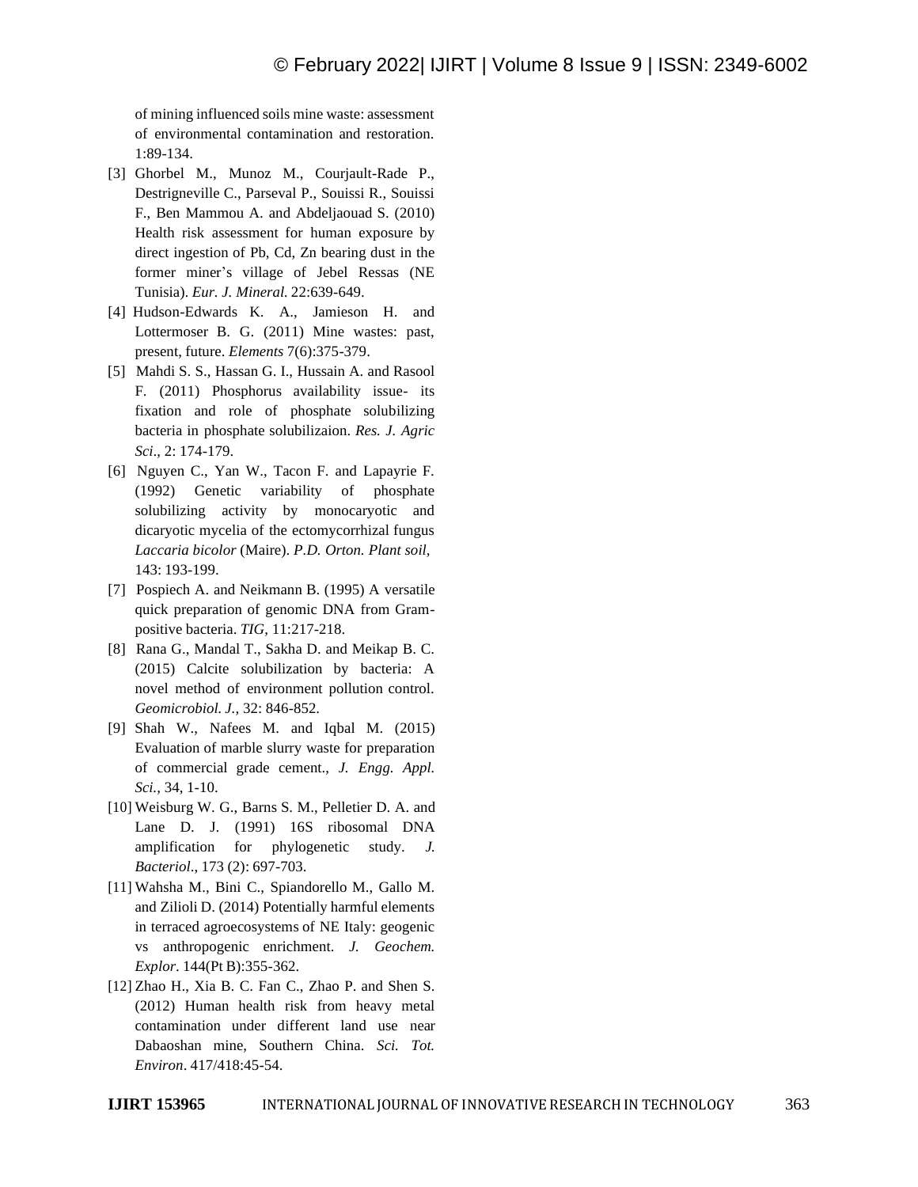of mining influenced soils mine waste: assessment of environmental contamination and restoration. 1:89-134.

[3] Ghorbel M., Munoz M., Courjault-Rade P., Destrigneville C., Parseval P., Souissi R., Souissi F., Ben Mammou A. and Abdeljaouad S. (2010) Health risk assessment for human exposure by direct ingestion of Pb, Cd, Zn bearing dust in the former miner's village of Jebel Ressas (NE Tunisia). *Eur. J. Mineral.* 22:639-649.

[4] Hudson-Edwards K. A., Jamieson H. and Lottermoser B. G. (2011) Mine wastes: past, present, future. *Elements* 7(6):375-379.

[5] Mahdi S. S., Hassan G. I., Hussain A. and Rasool F. (2011) Phosphorus availability issue- its fixation and role of phosphate solubilizing bacteria in phosphate solubilizaion. *Res. J. Agric Sci*., 2: 174-179.

[6] Nguyen C., Yan W., Tacon F. and Lapayrie F. (1992) Genetic variability of phosphate solubilizing activity by monocaryotic and dicaryotic mycelia of the ectomycorrhizal fungus *Laccaria bicolor* (Maire). *P.D. Orton. Plant soil,* 143: 193-199.

[7] Pospiech A. and Neikmann B. (1995) A versatile quick preparation of genomic DNA from Gram-positive bacteria. *TIG,* 11:217-218.

[8] Rana G., Mandal T., Sakha D. and Meikap B. C. (2015) Calcite solubilization by bacteria: A novel method of environment pollution control. *Geomicrobiol. J.,* 32: 846-852.

[9] Shah W., Nafees M. and Iqbal M. (2015) Evaluation of marble slurry waste for preparation of commercial grade cement., *J. Engg. Appl. Sci.,* 34, 1-10.

[10] Weisburg W. G., Barns S. M., Pelletier D. A. and Lane D. J. (1991) 16S ribosomal DNA amplification for phylogenetic study. *J. Bacteriol*., 173 (2): 697-703.

[11] Wahsha M., Bini C., Spiandorello M., Gallo M. and Zilioli D. (2014) Potentially harmful elements in terraced agroecosystems of NE Italy: geogenic vs anthropogenic enrichment. *J. Geochem. Explor*. 144(Pt B):355-362.

[12] Zhao H., Xia B. C. Fan C., Zhao P. and Shen S. (2012) Human health risk from heavy metal contamination under different land use near Dabaoshan mine, Southern China. *Sci. Tot. Environ*. 417/418:45-54.